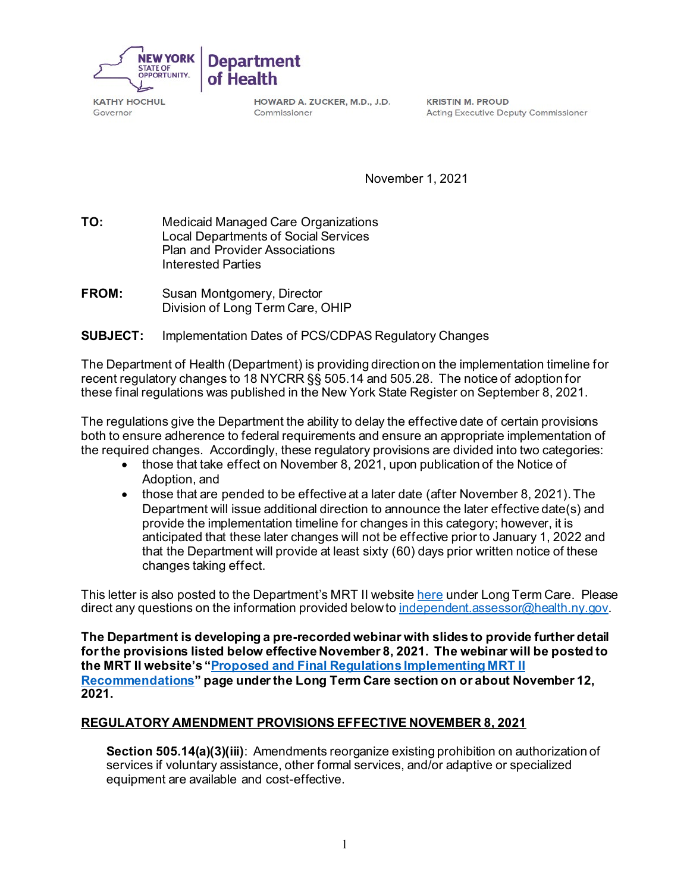NEW YORK STATE OF OPPORTUNITY. | Department of Health

KATHY HOCHUL
Governor

HOWARD A. ZUCKER, M.D., J.D.
Commissioner

KRISTIN M. PROUD
Acting Executive Deputy Commissioner

November 1, 2021

**TO:** Medicaid Managed Care Organizations
Local Departments of Social Services
Plan and Provider Associations
Interested Parties

**FROM:** Susan Montgomery, Director
Division of Long Term Care, OHIP

**SUBJECT:** Implementation Dates of PCS/CDPAS Regulatory Changes

The Department of Health (Department) is providing direction on the implementation timeline for recent regulatory changes to 18 NYCRR §§ 505.14 and 505.28. The notice of adoption for these final regulations was published in the New York State Register on September 8, 2021.

The regulations give the Department the ability to delay the effective date of certain provisions both to ensure adherence to federal requirements and ensure an appropriate implementation of the required changes. Accordingly, these regulatory provisions are divided into two categories:

- those that take effect on November 8, 2021, upon publication of the Notice of Adoption, and
- those that are pended to be effective at a later date (after November 8, 2021). The Department will issue additional direction to announce the later effective date(s) and provide the implementation timeline for changes in this category; however, it is anticipated that these later changes will not be effective prior to January 1, 2022 and that the Department will provide at least sixty (60) days prior written notice of these changes taking effect.

This letter is also posted to the Department's MRT II website [here](#) under Long Term Care. Please direct any questions on the information provided below to [independent.assessor@health.ny.gov](mailto:independent.assessor@health.ny.gov).

**The Department is developing a pre-recorded webinar with slides to provide further detail for the provisions listed below effective November 8, 2021. The webinar will be posted to the MRT II website's "[Proposed and Final Regulations Implementing MRT II Recommendations](#)" page under the Long Term Care section on or about November 12, 2021.**

## REGULATORY AMENDMENT PROVISIONS EFFECTIVE NOVEMBER 8, 2021

**Section 505.14(a)(3)(iii)**: Amendments reorganize existing prohibition on authorization of services if voluntary assistance, other formal services, and/or adaptive or specialized equipment are available and cost-effective.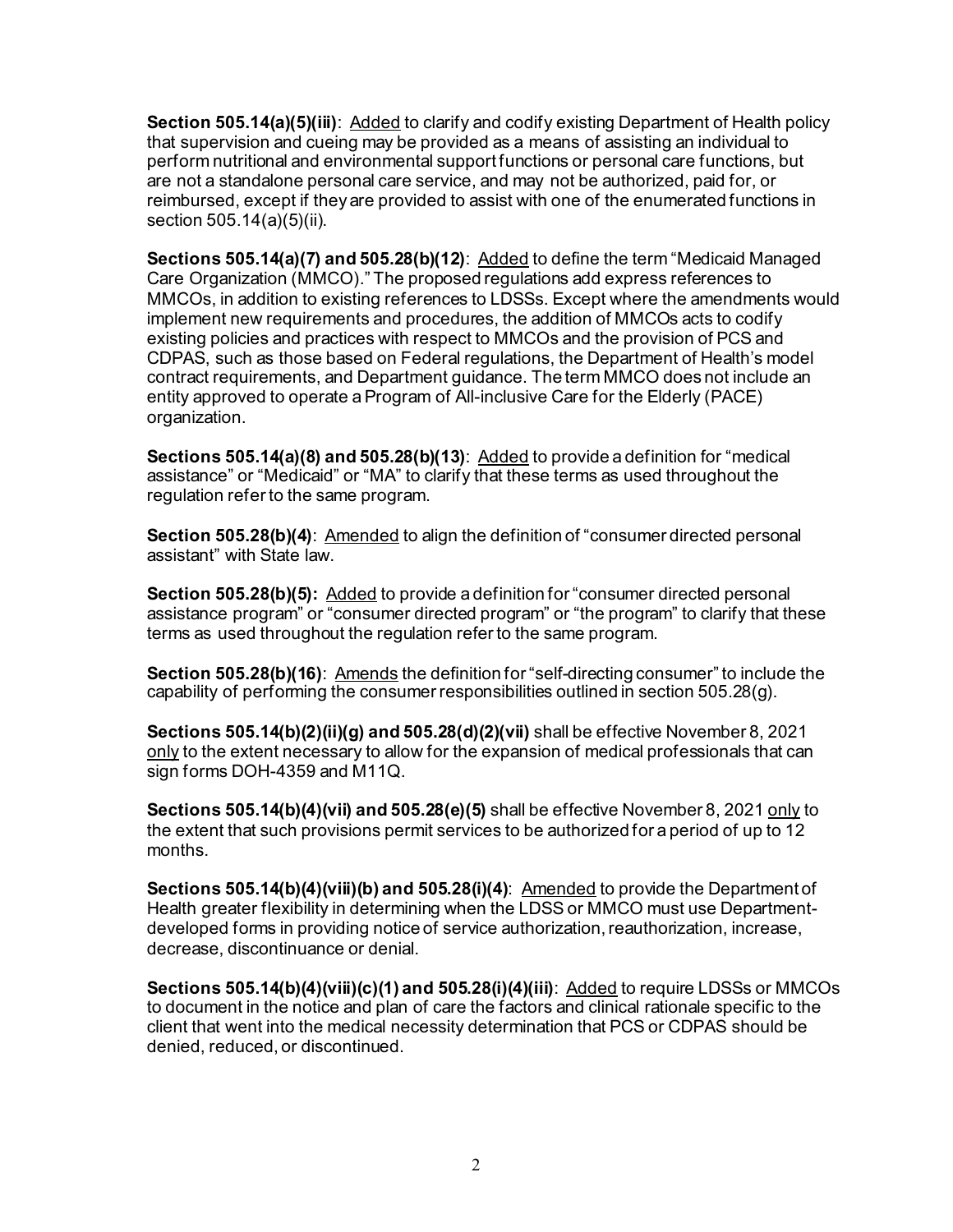**Section 505.14(a)(5)(iii)**: Added to clarify and codify existing Department of Health policy that supervision and cueing may be provided as a means of assisting an individual to perform nutritional and environmental support functions or personal care functions, but are not a standalone personal care service, and may not be authorized, paid for, or reimbursed, except if they are provided to assist with one of the enumerated functions in section 505.14(a)(5)(ii).

**Sections 505.14(a)(7) and 505.28(b)(12)**: Added to define the term "Medicaid Managed Care Organization (MMCO)." The proposed regulations add express references to MMCOs, in addition to existing references to LDSSs. Except where the amendments would implement new requirements and procedures, the addition of MMCOs acts to codify existing policies and practices with respect to MMCOs and the provision of PCS and CDPAS, such as those based on Federal regulations, the Department of Health's model contract requirements, and Department guidance. The term MMCO does not include an entity approved to operate a Program of All-inclusive Care for the Elderly (PACE) organization.

**Sections 505.14(a)(8) and 505.28(b)(13)**: Added to provide a definition for "medical assistance" or "Medicaid" or "MA" to clarify that these terms as used throughout the regulation refer to the same program.

**Section 505.28(b)(4)**: Amended to align the definition of "consumer directed personal assistant" with State law.

**Section 505.28(b)(5):** Added to provide a definition for "consumer directed personal assistance program" or "consumer directed program" or "the program" to clarify that these terms as used throughout the regulation refer to the same program.

**Section 505.28(b)(16)**: Amends the definition for "self-directing consumer" to include the capability of performing the consumer responsibilities outlined in section 505.28(g).

**Sections 505.14(b)(2)(ii)(g) and 505.28(d)(2)(vii)** shall be effective November 8, 2021 only to the extent necessary to allow for the expansion of medical professionals that can sign forms DOH-4359 and M11Q.

**Sections 505.14(b)(4)(vii) and 505.28(e)(5)** shall be effective November 8, 2021 only to the extent that such provisions permit services to be authorized for a period of up to 12 months.

**Sections 505.14(b)(4)(viii)(b) and 505.28(i)(4)**: Amended to provide the Department of Health greater flexibility in determining when the LDSS or MMCO must use Department-developed forms in providing notice of service authorization, reauthorization, increase, decrease, discontinuance or denial.

**Sections 505.14(b)(4)(viii)(c)(1) and 505.28(i)(4)(iii)**: Added to require LDSSs or MMCOs to document in the notice and plan of care the factors and clinical rationale specific to the client that went into the medical necessity determination that PCS or CDPAS should be denied, reduced, or discontinued.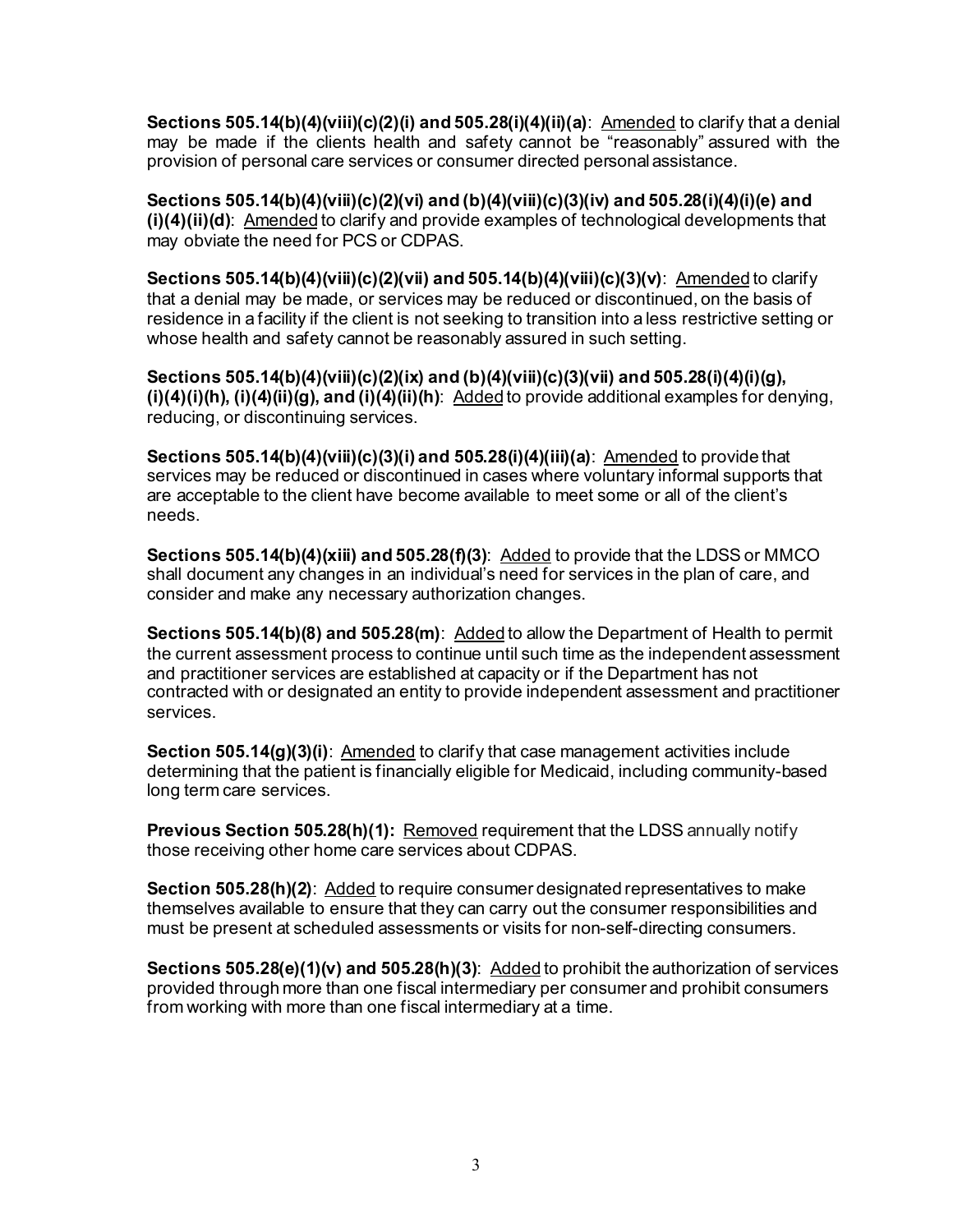**Sections 505.14(b)(4)(viii)(c)(2)(i) and 505.28(i)(4)(ii)(a)**: Amended to clarify that a denial may be made if the clients health and safety cannot be "reasonably" assured with the provision of personal care services or consumer directed personal assistance.

**Sections 505.14(b)(4)(viii)(c)(2)(vi) and (b)(4)(viii)(c)(3)(iv) and 505.28(i)(4)(i)(e) and (i)(4)(ii)(d)**: Amended to clarify and provide examples of technological developments that may obviate the need for PCS or CDPAS.

**Sections 505.14(b)(4)(viii)(c)(2)(vii) and 505.14(b)(4)(viii)(c)(3)(v)**: Amended to clarify that a denial may be made, or services may be reduced or discontinued, on the basis of residence in a facility if the client is not seeking to transition into a less restrictive setting or whose health and safety cannot be reasonably assured in such setting.

**Sections 505.14(b)(4)(viii)(c)(2)(ix) and (b)(4)(viii)(c)(3)(vii) and 505.28(i)(4)(i)(g), (i)(4)(i)(h), (i)(4)(ii)(g), and (i)(4)(ii)(h)**: Added to provide additional examples for denying, reducing, or discontinuing services.

**Sections 505.14(b)(4)(viii)(c)(3)(i) and 505.28(i)(4)(iii)(a)**: Amended to provide that services may be reduced or discontinued in cases where voluntary informal supports that are acceptable to the client have become available to meet some or all of the client's needs.

**Sections 505.14(b)(4)(xiii) and 505.28(f)(3)**: Added to provide that the LDSS or MMCO shall document any changes in an individual's need for services in the plan of care, and consider and make any necessary authorization changes.

**Sections 505.14(b)(8) and 505.28(m)**: Added to allow the Department of Health to permit the current assessment process to continue until such time as the independent assessment and practitioner services are established at capacity or if the Department has not contracted with or designated an entity to provide independent assessment and practitioner services.

**Section 505.14(g)(3)(i)**: Amended to clarify that case management activities include determining that the patient is financially eligible for Medicaid, including community-based long term care services.

**Previous Section 505.28(h)(1):** Removed requirement that the LDSS annually notify those receiving other home care services about CDPAS.

**Section 505.28(h)(2)**: Added to require consumer designated representatives to make themselves available to ensure that they can carry out the consumer responsibilities and must be present at scheduled assessments or visits for non-self-directing consumers.

**Sections 505.28(e)(1)(v) and 505.28(h)(3)**: Added to prohibit the authorization of services provided through more than one fiscal intermediary per consumer and prohibit consumers from working with more than one fiscal intermediary at a time.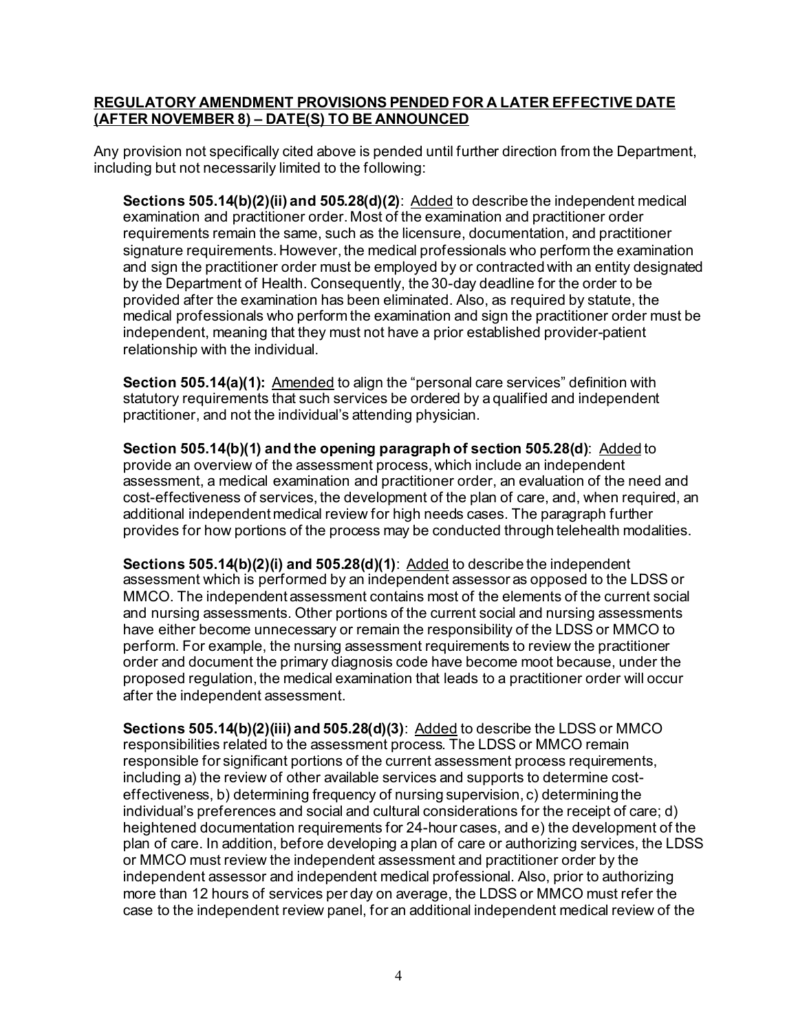**REGULATORY AMENDMENT PROVISIONS PENDED FOR A LATER EFFECTIVE DATE (AFTER NOVEMBER 8) – DATE(S) TO BE ANNOUNCED**

Any provision not specifically cited above is pended until further direction from the Department, including but not necessarily limited to the following:

**Sections 505.14(b)(2)(ii) and 505.28(d)(2)**: Added to describe the independent medical examination and practitioner order. Most of the examination and practitioner order requirements remain the same, such as the licensure, documentation, and practitioner signature requirements. However, the medical professionals who perform the examination and sign the practitioner order must be employed by or contracted with an entity designated by the Department of Health. Consequently, the 30-day deadline for the order to be provided after the examination has been eliminated. Also, as required by statute, the medical professionals who perform the examination and sign the practitioner order must be independent, meaning that they must not have a prior established provider-patient relationship with the individual.

**Section 505.14(a)(1):** Amended to align the "personal care services" definition with statutory requirements that such services be ordered by a qualified and independent practitioner, and not the individual's attending physician.

**Section 505.14(b)(1) and the opening paragraph of section 505.28(d)**: Added to provide an overview of the assessment process, which include an independent assessment, a medical examination and practitioner order, an evaluation of the need and cost-effectiveness of services, the development of the plan of care, and, when required, an additional independent medical review for high needs cases. The paragraph further provides for how portions of the process may be conducted through telehealth modalities.

**Sections 505.14(b)(2)(i) and 505.28(d)(1)**: Added to describe the independent assessment which is performed by an independent assessor as opposed to the LDSS or MMCO. The independent assessment contains most of the elements of the current social and nursing assessments. Other portions of the current social and nursing assessments have either become unnecessary or remain the responsibility of the LDSS or MMCO to perform. For example, the nursing assessment requirements to review the practitioner order and document the primary diagnosis code have become moot because, under the proposed regulation, the medical examination that leads to a practitioner order will occur after the independent assessment.

**Sections 505.14(b)(2)(iii) and 505.28(d)(3)**: Added to describe the LDSS or MMCO responsibilities related to the assessment process. The LDSS or MMCO remain responsible for significant portions of the current assessment process requirements, including a) the review of other available services and supports to determine cost-effectiveness, b) determining frequency of nursing supervision, c) determining the individual's preferences and social and cultural considerations for the receipt of care; d) heightened documentation requirements for 24-hour cases, and e) the development of the plan of care. In addition, before developing a plan of care or authorizing services, the LDSS or MMCO must review the independent assessment and practitioner order by the independent assessor and independent medical professional. Also, prior to authorizing more than 12 hours of services per day on average, the LDSS or MMCO must refer the case to the independent review panel, for an additional independent medical review of the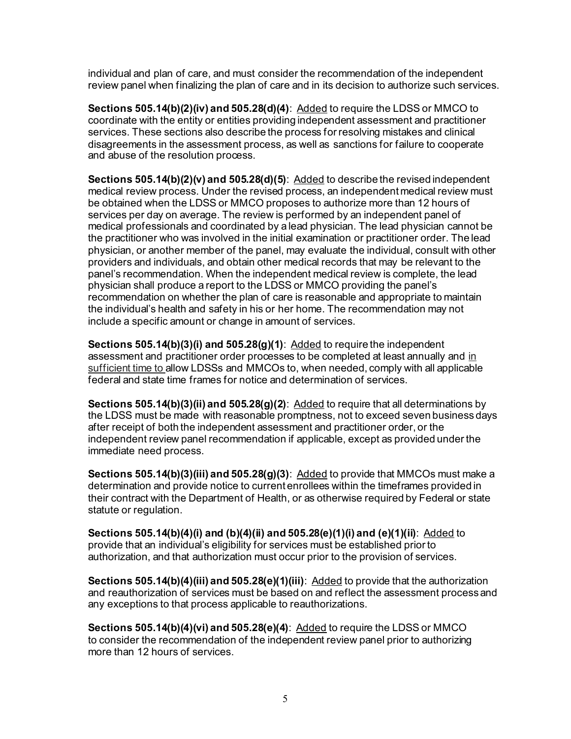individual and plan of care, and must consider the recommendation of the independent review panel when finalizing the plan of care and in its decision to authorize such services.

**Sections 505.14(b)(2)(iv) and 505.28(d)(4)**: <u>Added</u> to require the LDSS or MMCO to coordinate with the entity or entities providing independent assessment and practitioner services. These sections also describe the process for resolving mistakes and clinical disagreements in the assessment process, as well as sanctions for failure to cooperate and abuse of the resolution process.

**Sections 505.14(b)(2)(v) and 505.28(d)(5)**: <u>Added</u> to describe the revised independent medical review process. Under the revised process, an independent medical review must be obtained when the LDSS or MMCO proposes to authorize more than 12 hours of services per day on average. The review is performed by an independent panel of medical professionals and coordinated by a lead physician. The lead physician cannot be the practitioner who was involved in the initial examination or practitioner order. The lead physician, or another member of the panel, may evaluate the individual, consult with other providers and individuals, and obtain other medical records that may be relevant to the panel's recommendation. When the independent medical review is complete, the lead physician shall produce a report to the LDSS or MMCO providing the panel's recommendation on whether the plan of care is reasonable and appropriate to maintain the individual's health and safety in his or her home. The recommendation may not include a specific amount or change in amount of services.

**Sections 505.14(b)(3)(i) and 505.28(g)(1)**: <u>Added</u> to require the independent assessment and practitioner order processes to be completed at least annually and <u>in sufficient time to</u> allow LDSSs and MMCOs to, when needed, comply with all applicable federal and state time frames for notice and determination of services.

**Sections 505.14(b)(3)(ii) and 505.28(g)(2)**: <u>Added</u> to require that all determinations by the LDSS must be made with reasonable promptness, not to exceed seven business days after receipt of both the independent assessment and practitioner order, or the independent review panel recommendation if applicable, except as provided under the immediate need process.

**Sections 505.14(b)(3)(iii) and 505.28(g)(3)**: <u>Added</u> to provide that MMCOs must make a determination and provide notice to current enrollees within the timeframes provided in their contract with the Department of Health, or as otherwise required by Federal or state statute or regulation.

**Sections 505.14(b)(4)(i) and (b)(4)(ii) and 505.28(e)(1)(i) and (e)(1)(ii)**: <u>Added</u> to provide that an individual's eligibility for services must be established prior to authorization, and that authorization must occur prior to the provision of services.

**Sections 505.14(b)(4)(iii) and 505.28(e)(1)(iii)**: <u>Added</u> to provide that the authorization and reauthorization of services must be based on and reflect the assessment process and any exceptions to that process applicable to reauthorizations.

**Sections 505.14(b)(4)(vi) and 505.28(e)(4)**: <u>Added</u> to require the LDSS or MMCO to consider the recommendation of the independent review panel prior to authorizing more than 12 hours of services.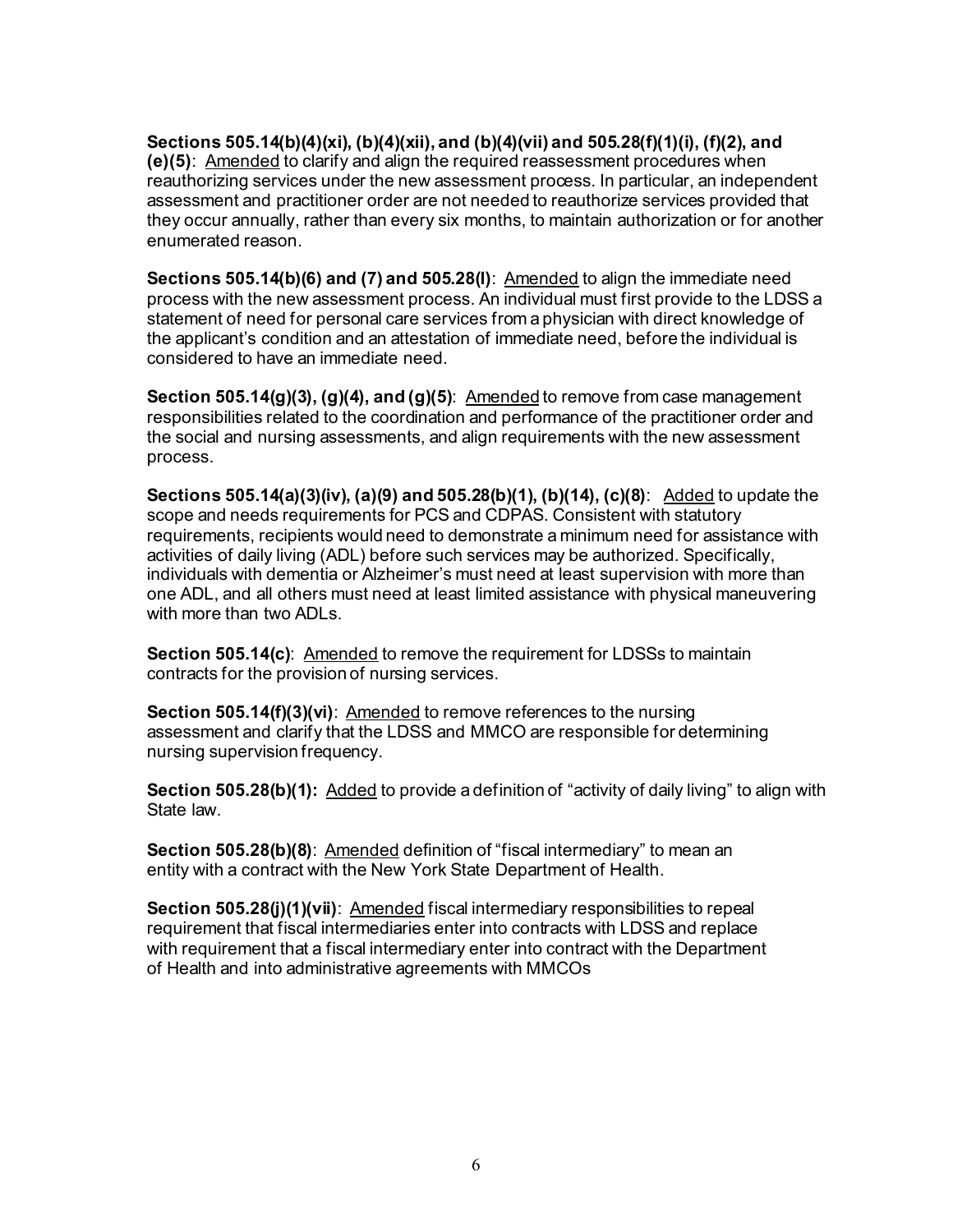**Sections 505.14(b)(4)(xi), (b)(4)(xii), and (b)(4)(vii) and 505.28(f)(1)(i), (f)(2), and (e)(5)**: Amended to clarify and align the required reassessment procedures when reauthorizing services under the new assessment process. In particular, an independent assessment and practitioner order are not needed to reauthorize services provided that they occur annually, rather than every six months, to maintain authorization or for another enumerated reason.

**Sections 505.14(b)(6) and (7) and 505.28(l)**: Amended to align the immediate need process with the new assessment process. An individual must first provide to the LDSS a statement of need for personal care services from a physician with direct knowledge of the applicant's condition and an attestation of immediate need, before the individual is considered to have an immediate need.

**Section 505.14(g)(3), (g)(4), and (g)(5)**: Amended to remove from case management responsibilities related to the coordination and performance of the practitioner order and the social and nursing assessments, and align requirements with the new assessment process.

**Sections 505.14(a)(3)(iv), (a)(9) and 505.28(b)(1), (b)(14), (c)(8)**: Added to update the scope and needs requirements for PCS and CDPAS. Consistent with statutory requirements, recipients would need to demonstrate a minimum need for assistance with activities of daily living (ADL) before such services may be authorized. Specifically, individuals with dementia or Alzheimer's must need at least supervision with more than one ADL, and all others must need at least limited assistance with physical maneuvering with more than two ADLs.

**Section 505.14(c)**: Amended to remove the requirement for LDSSs to maintain contracts for the provision of nursing services.

**Section 505.14(f)(3)(vi)**: Amended to remove references to the nursing assessment and clarify that the LDSS and MMCO are responsible for determining nursing supervision frequency.

**Section 505.28(b)(1):** Added to provide a definition of "activity of daily living" to align with State law.

**Section 505.28(b)(8)**: Amended definition of "fiscal intermediary" to mean an entity with a contract with the New York State Department of Health.

**Section 505.28(j)(1)(vii)**: Amended fiscal intermediary responsibilities to repeal requirement that fiscal intermediaries enter into contracts with LDSS and replace with requirement that a fiscal intermediary enter into contract with the Department of Health and into administrative agreements with MMCOs